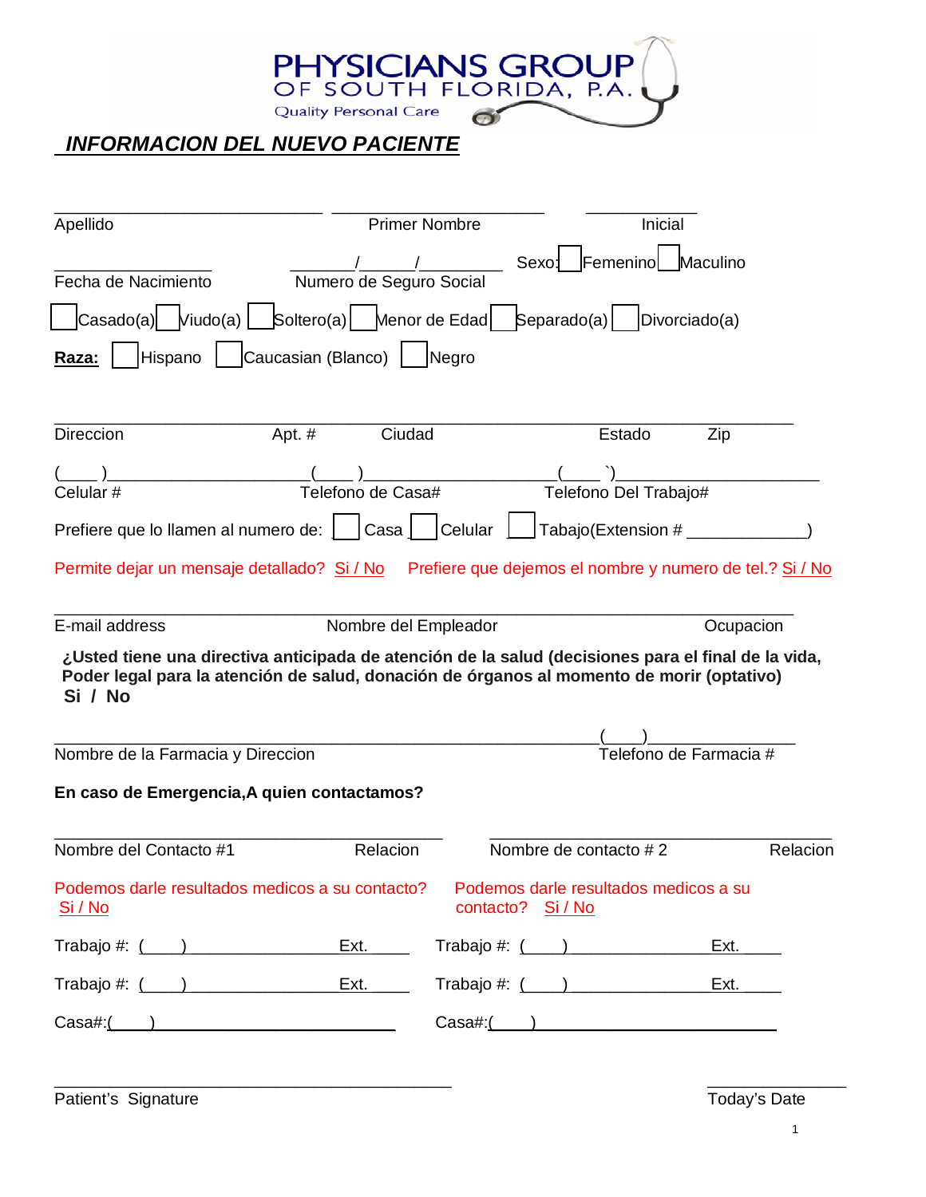PHYSICIANS GROUP
OF SOUTH FLORIDA, P.A.
Quality Personal Care

## ***INFORMACION DEL NUEVO PACIENTE***

_____________________________ ______________________ ____________
Apellido                                    Primer Nombre                    Inicial

_________________ _______/______/_________ Sexo: ☐ Femenino ☐ Maculino
Fecha de Nacimiento                Numero de Seguro Social

☐ Casado(a) ☐ Viudo(a) ☐ Soltero(a) ☐ Menor de Edad ☐ Separado(a) ☐ Divorciado(a)

**Raza:** ☐ Hispano ☐ Caucasian (Blanco) ☐ Negro

________________________________________________________________________________
Direccion                    Apt. #            Ciudad                    Estado            Zip

(____ )_____________________(____ )____________________(____ `)_____________________
Celular #                                Telefono de Casa#                    Telefono Del Trabajo#

Prefiere que lo llamen al numero de: ☐ Casa ☐ Celular ☐ Tabajo(Extension # _____________)

Permite dejar un mensaje detallado? Si / No   Prefiere que dejemos el nombre y numero de tel.? Si / No

________________________________________________________________________________
E-mail address                        Nombre del Empleador                            Ocupacion

**¿Usted tiene una directiva anticipada de atención de la salud (decisiones para el final de la vida, Poder legal para la atención de salud, donación de órganos al momento de morir (optativo)**
**Si / No**

___________________________________________________________(____)_______________
Nombre de la Farmacia y Direccion                                            Telefono de Farmacia #

**En caso de Emergencia,A quien contactamos?**

__________________________________________ ____________________________________
Nombre del Contacto #1                    Relacion        Nombre de contacto # 2                    Relacion

Podemos darle resultados medicos a su contacto? Si / No

Podemos darle resultados medicos a su contacto? Si / No

Trabajo #: (____)_________________Ext. _____   Trabajo #: (____)_________________Ext. _____

Trabajo #: (____)_________________Ext. _____   Trabajo #: (____)_________________Ext. _____

Casa#:(____)___________________________   Casa#:(____)___________________________

__________________________________________                    ______________
Patient's Signature                                                                    Today's Date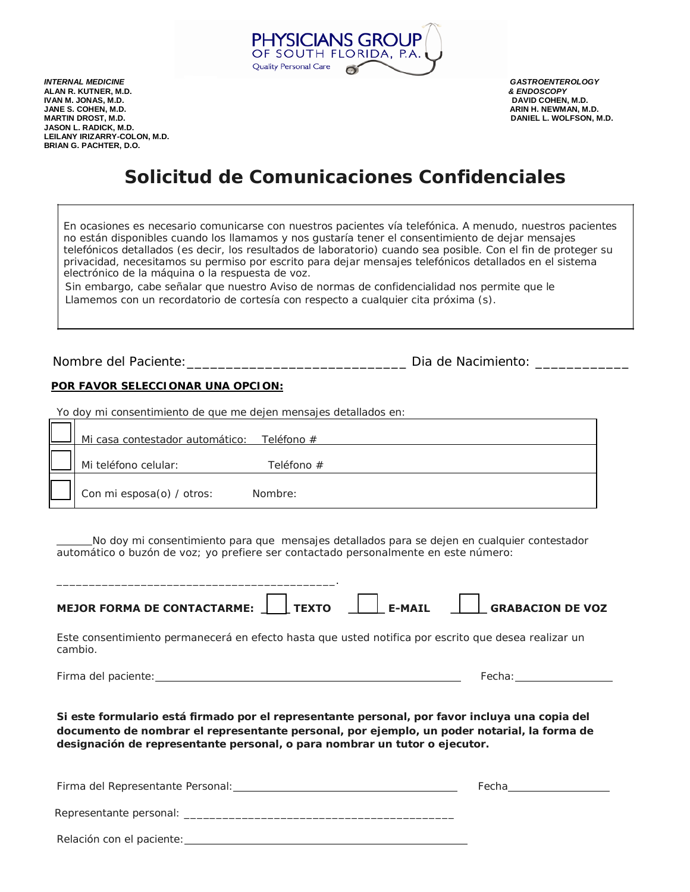PHYSICIANS GROUP OF SOUTH FLORIDA, P.A.
Quality Personal Care

***INTERNAL MEDICINE***
**ALAN R. KUTNER, M.D.**
**IVAN M. JONAS, M.D.**
**JANE S. COHEN, M.D.**
**MARTIN DROST, M.D.**
**JASON L. RADICK, M.D.**
**LEILANY IRIZARRY-COLON, M.D.**
**BRIAN G. PACHTER, D.O.**

***GASTROENTEROLOGY & ENDOSCOPY***
**DAVID COHEN, M.D.**
**ARIN H. NEWMAN, M.D.**
**DANIEL L. WOLFSON, M.D.**

# Solicitud de Comunicaciones Confidenciales

En ocasiones es necesario comunicarse con nuestros pacientes vía telefónica. A menudo, nuestros pacientes no están disponibles cuando los llamamos y nos gustaría tener el consentimiento de dejar mensajes telefónicos detallados (es decir, los resultados de laboratorio) cuando sea posible. Con el fin de proteger su privacidad, necesitamos su permiso por escrito para dejar mensajes telefónicos detallados en el sistema electrónico de la máquina o la respuesta de voz.
Sin embargo, cabe señalar que nuestro Aviso de normas de confidencialidad nos permite que le Llamemos con un recordatorio de cortesía con respecto a cualquier cita próxima (s).

Nombre del Paciente:____________________________ Dia de Nacimiento: ____________

**POR FAVOR SELECCIONAR UNA OPCION:**

Yo doy mi consentimiento de que me dejen mensajes detallados en:

| | | |
|---|---|---|
| ☐ | Mi casa contestador automático: | Teléfono # |
| ☐ | Mi teléfono celular: | Teléfono # |
| ☐ | Con mi esposa(o) / otros: | Nombre: |

______No doy mi consentimiento para que mensajes detallados para se dejen en cualquier contestador automático o buzón de voz; yo prefiere ser contactado personalmente en este número:

__________________________________________.

**MEJOR FORMA DE CONTACTARME:** ☐ **TEXTO** ☐ **E-MAIL** ☐ **GRABACION DE VOZ**

Este consentimiento permanecerá en efecto hasta que usted notifica por escrito que desea realizar un cambio.

Firma del paciente:__________________________________________ Fecha:______________

**Si este formulario está firmado por el representante personal, por favor incluya una copia del documento de nombrar el representante personal, por ejemplo, un poder notarial, la forma de designación de representante personal, o para nombrar un tutor o ejecutor.**

Firma del Representante Personal:________________________________ Fecha______________

Representante personal: __________________________________________

Relación con el paciente:__________________________________________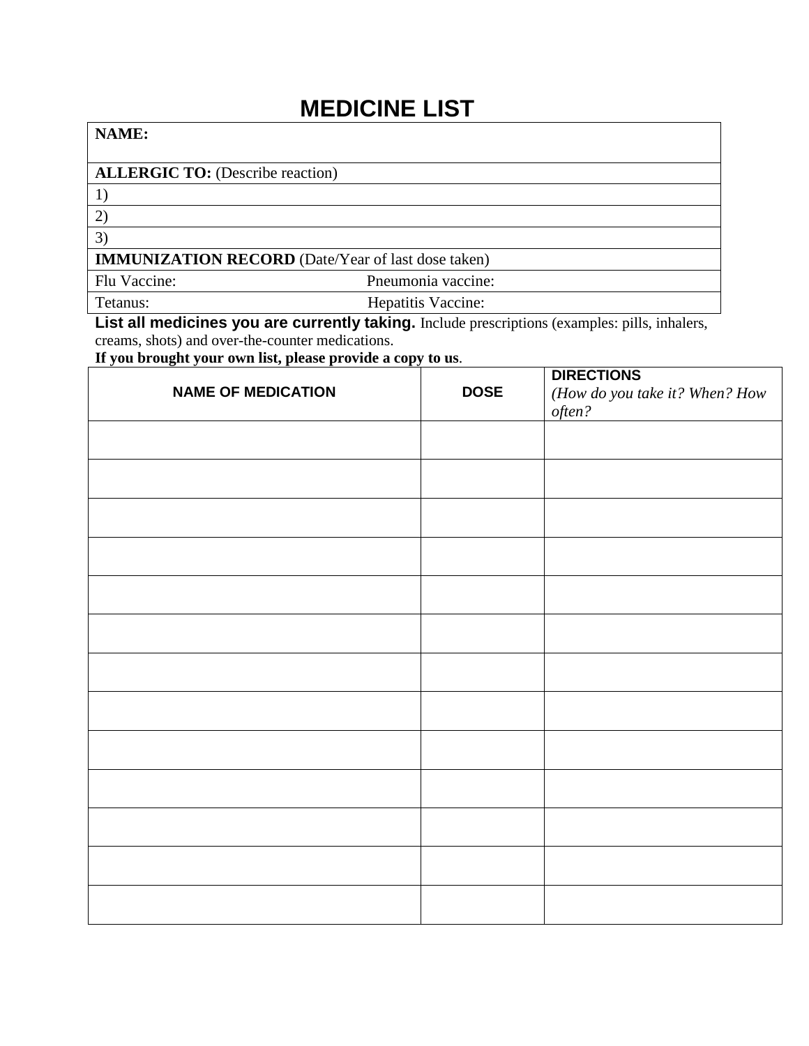# MEDICINE LIST

| **NAME:** | |
|---|---|
| **ALLERGIC TO:** (Describe reaction) | |
| 1) | |
| 2) | |
| 3) | |
| **IMMUNIZATION RECORD** (Date/Year of last dose taken) | |
| Flu Vaccine: | Pneumonia vaccine: |
| Tetanus: | Hepatitis Vaccine: |

**List all medicines you are currently taking.** Include prescriptions (examples: pills, inhalers, creams, shots) and over-the-counter medications.

**If you brought your own list, please provide a copy to us**.

| NAME OF MEDICATION | DOSE | DIRECTIONS *(How do you take it? When? How often?* |
|---|---|---|
| | | |
| | | |
| | | |
| | | |
| | | |
| | | |
| | | |
| | | |
| | | |
| | | |
| | | |
| | | |
| | | |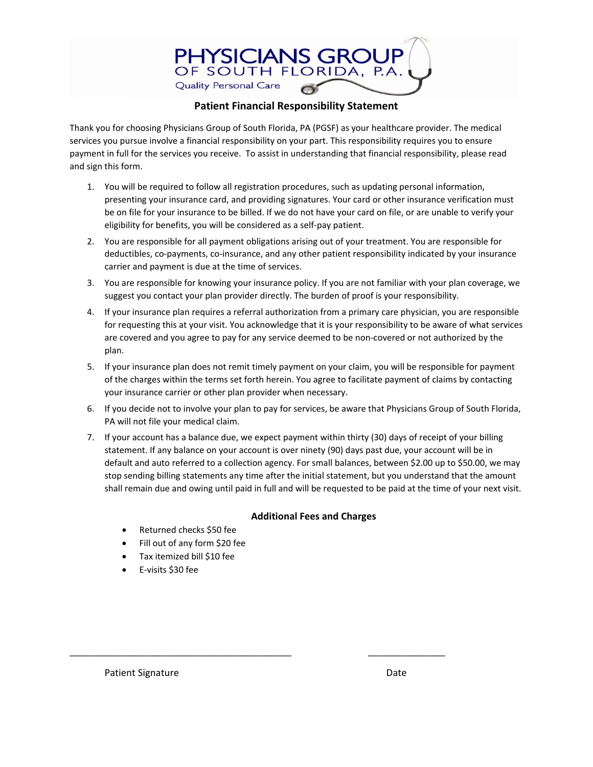PHYSICIANS GROUP
OF SOUTH FLORIDA, P.A.
Quality Personal Care

## Patient Financial Responsibility Statement

Thank you for choosing Physicians Group of South Florida, PA (PGSF) as your healthcare provider. The medical services you pursue involve a financial responsibility on your part. This responsibility requires you to ensure payment in full for the services you receive. To assist in understanding that financial responsibility, please read and sign this form.

1. You will be required to follow all registration procedures, such as updating personal information, presenting your insurance card, and providing signatures. Your card or other insurance verification must be on file for your insurance to be billed. If we do not have your card on file, or are unable to verify your eligibility for benefits, you will be considered as a self-pay patient.
2. You are responsible for all payment obligations arising out of your treatment. You are responsible for deductibles, co-payments, co-insurance, and any other patient responsibility indicated by your insurance carrier and payment is due at the time of services.
3. You are responsible for knowing your insurance policy. If you are not familiar with your plan coverage, we suggest you contact your plan provider directly. The burden of proof is your responsibility.
4. If your insurance plan requires a referral authorization from a primary care physician, you are responsible for requesting this at your visit. You acknowledge that it is your responsibility to be aware of what services are covered and you agree to pay for any service deemed to be non-covered or not authorized by the plan.
5. If your insurance plan does not remit timely payment on your claim, you will be responsible for payment of the charges within the terms set forth herein. You agree to facilitate payment of claims by contacting your insurance carrier or other plan provider when necessary.
6. If you decide not to involve your plan to pay for services, be aware that Physicians Group of South Florida, PA will not file your medical claim.
7. If your account has a balance due, we expect payment within thirty (30) days of receipt of your billing statement. If any balance on your account is over ninety (90) days past due, your account will be in default and auto referred to a collection agency. For small balances, between $2.00 up to $50.00, we may stop sending billing statements any time after the initial statement, but you understand that the amount shall remain due and owing until paid in full and will be requested to be paid at the time of your next visit.

### Additional Fees and Charges

- Returned checks $50 fee
- Fill out of any form $20 fee
- Tax itemized bill $10 fee
- E-visits $30 fee

\_\_\_\_\_\_\_\_\_\_\_\_\_\_\_\_\_\_\_\_\_\_\_\_\_\_\_\_\_\_\_\_\_\_\_\_\_\_\_\_\_\_ \_\_\_\_\_\_\_\_\_\_\_\_\_\_\_

Patient Signature Date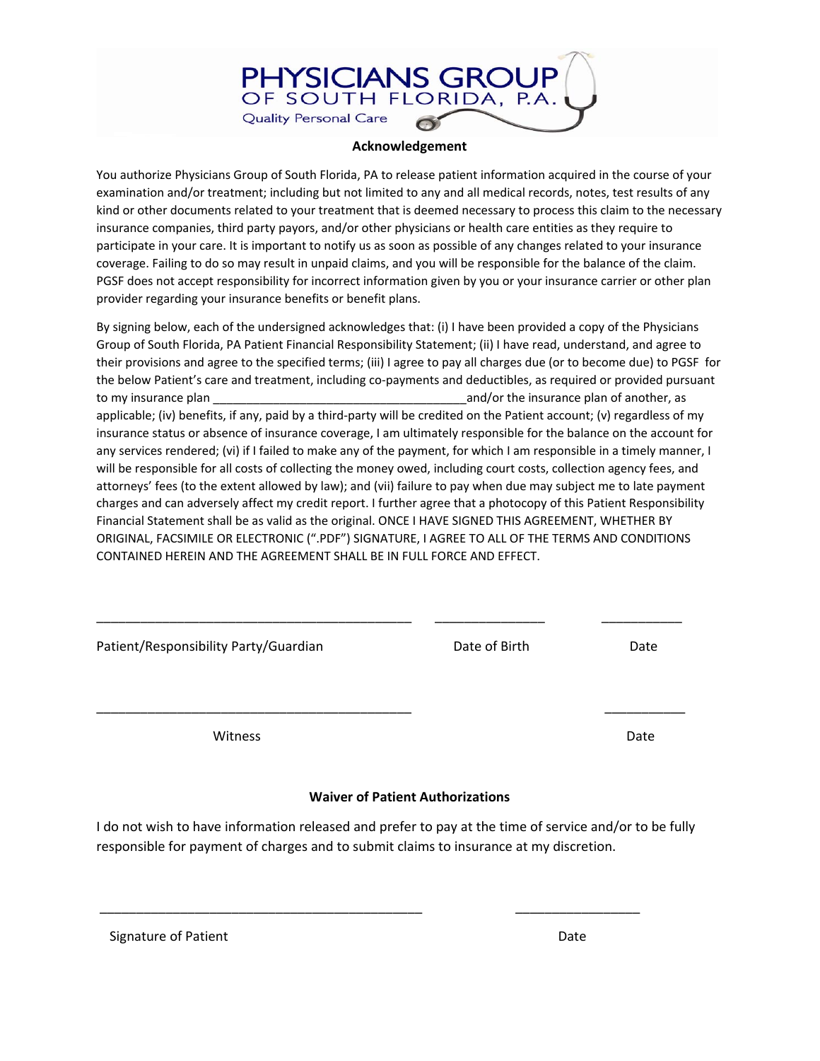PHYSICIANS GROUP OF SOUTH FLORIDA, P.A.

Quality Personal Care

## Acknowledgement

You authorize Physicians Group of South Florida, PA to release patient information acquired in the course of your examination and/or treatment; including but not limited to any and all medical records, notes, test results of any kind or other documents related to your treatment that is deemed necessary to process this claim to the necessary insurance companies, third party payors, and/or other physicians or health care entities as they require to participate in your care. It is important to notify us as soon as possible of any changes related to your insurance coverage. Failing to do so may result in unpaid claims, and you will be responsible for the balance of the claim. PGSF does not accept responsibility for incorrect information given by you or your insurance carrier or other plan provider regarding your insurance benefits or benefit plans.

By signing below, each of the undersigned acknowledges that: (i) I have been provided a copy of the Physicians Group of South Florida, PA Patient Financial Responsibility Statement; (ii) I have read, understand, and agree to their provisions and agree to the specified terms; (iii) I agree to pay all charges due (or to become due) to PGSF for the below Patient's care and treatment, including co-payments and deductibles, as required or provided pursuant to my insurance plan ______________________________________and/or the insurance plan of another, as applicable; (iv) benefits, if any, paid by a third-party will be credited on the Patient account; (v) regardless of my insurance status or absence of insurance coverage, I am ultimately responsible for the balance on the account for any services rendered; (vi) if I failed to make any of the payment, for which I am responsible in a timely manner, I will be responsible for all costs of collecting the money owed, including court costs, collection agency fees, and attorneys' fees (to the extent allowed by law); and (vii) failure to pay when due may subject me to late payment charges and can adversely affect my credit report. I further agree that a photocopy of this Patient Responsibility Financial Statement shall be as valid as the original. ONCE I HAVE SIGNED THIS AGREEMENT, WHETHER BY ORIGINAL, FACSIMILE OR ELECTRONIC (".PDF") SIGNATURE, I AGREE TO ALL OF THE TERMS AND CONDITIONS CONTAINED HEREIN AND THE AGREEMENT SHALL BE IN FULL FORCE AND EFFECT.

_____________________________________________ ________________ ___________

Patient/Responsibility Party/Guardian Date of Birth Date

_____________________________________________ ___________

Witness Date

## Waiver of Patient Authorizations

I do not wish to have information released and prefer to pay at the time of service and/or to be fully responsible for payment of charges and to submit claims to insurance at my discretion.

_____________________________________________ _________________

Signature of Patient Date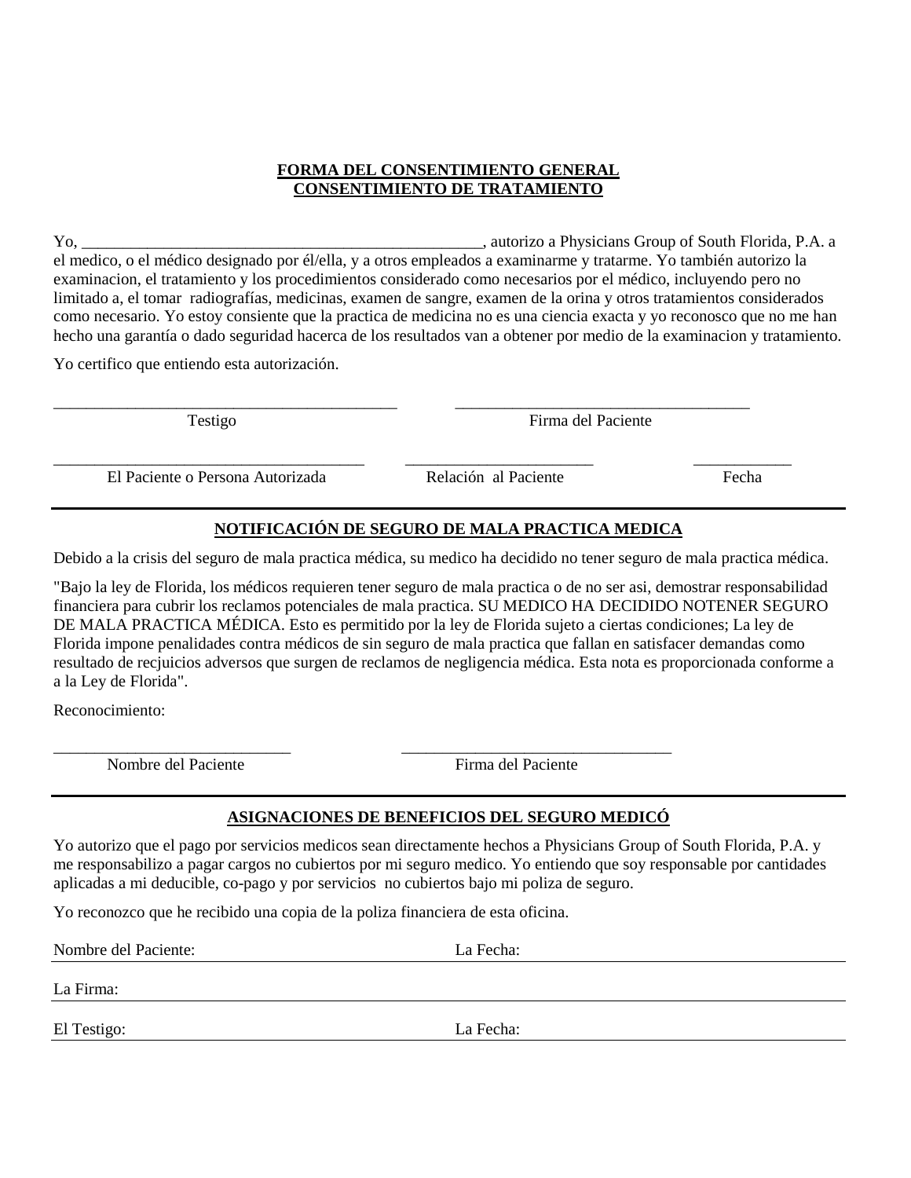**FORMA DEL CONSENTIMIENTO GENERAL**
**CONSENTIMIENTO DE TRATAMIENTO**

Yo, ___________________________________________________, autorizo a Physicians Group of South Florida, P.A. a el medico, o el médico designado por él/ella, y a otros empleados a examinarme y tratarme. Yo también autorizo la examinacion, el tratamiento y los procedimientos considerado como necesarios por el médico, incluyendo pero no limitado a, el tomar radiografías, medicinas, examen de sangre, examen de la orina y otros tratamientos considerados como necesario. Yo estoy consiente que la practica de medicina no es una ciencia exacta y yo reconosco que no me han hecho una garantía o dado seguridad hacerca de los resultados van a obtener por medio de la examinacion y tratamiento.

Yo certifico que entiendo esta autorización.

_____________________________________________ Testigo

_____________________________________ Firma del Paciente

_______________________________________ El Paciente o Persona Autorizada

_______________________ Relación al Paciente

____________ Fecha

---

**NOTIFICACIÓN DE SEGURO DE MALA PRACTICA MEDICA**

Debido a la crisis del seguro de mala practica médica, su medico ha decidido no tener seguro de mala practica médica.

"Bajo la ley de Florida, los médicos requieren tener seguro de mala practica o de no ser asi, demostrar responsabilidad financiera para cubrir los reclamos potenciales de mala practica. SU MEDICO HA DECIDIDO NOTENER SEGURO DE MALA PRACTICA MÉDICA. Esto es permitido por la ley de Florida sujeto a ciertas condiciones; La ley de Florida impone penalidades contra médicos de sin seguro de mala practica que fallan en satisfacer demandas como resultado de recjuicios adversos que surgen de reclamos de negligencia médica. Esta nota es proporcionada conforme a a la Ley de Florida".

Reconocimiento:

______________________________ Nombre del Paciente

__________________________________ Firma del Paciente

---

**ASIGNACIONES DE BENEFICIOS DEL SEGURO MEDICÓ**

Yo autorizo que el pago por servicios medicos sean directamente hechos a Physicians Group of South Florida, P.A. y me responsabilizo a pagar cargos no cubiertos por mi seguro medico. Yo entiendo que soy responsable por cantidades aplicadas a mi deducible, co-pago y por servicios no cubiertos bajo mi poliza de seguro.

Yo reconozco que he recibido una copia de la poliza financiera de esta oficina.

Nombre del Paciente: ____________________ La Fecha: ____________________

La Firma: ____________________

El Testigo: ____________________ La Fecha: ____________________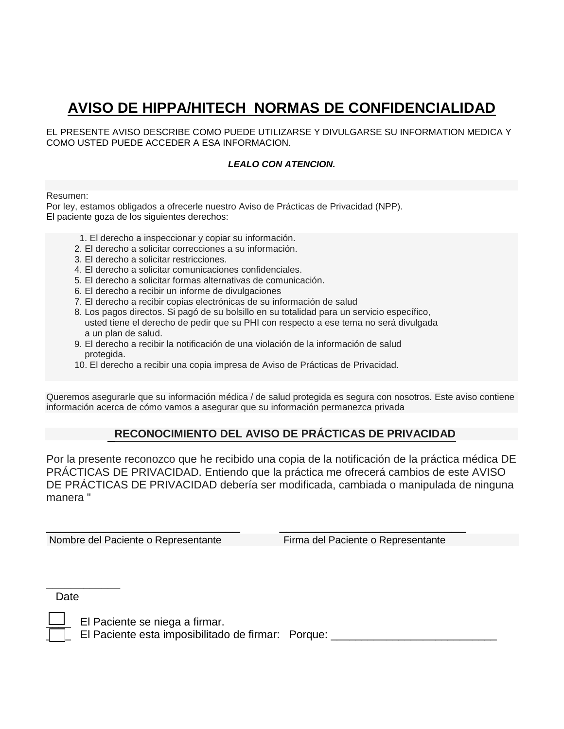# AVISO DE HIPPA/HITECH NORMAS DE CONFIDENCIALIDAD

EL PRESENTE AVISO DESCRIBE COMO PUEDE UTILIZARSE Y DIVULGARSE SU INFORMATION MEDICA Y COMO USTED PUEDE ACCEDER A ESA INFORMACION.

***LEALO CON ATENCION.***

Resumen:
Por ley, estamos obligados a ofrecerle nuestro Aviso de Prácticas de Privacidad (NPP).
El paciente goza de los siguientes derechos:

1. El derecho a inspeccionar y copiar su información.
2. El derecho a solicitar correcciones a su información.
3. El derecho a solicitar restricciones.
4. El derecho a solicitar comunicaciones confidenciales.
5. El derecho a solicitar formas alternativas de comunicación.
6. El derecho a recibir un informe de divulgaciones
7. El derecho a recibir copias electrónicas de su información de salud
8. Los pagos directos. Si pagó de su bolsillo en su totalidad para un servicio específico, usted tiene el derecho de pedir que su PHI con respecto a ese tema no será divulgada a un plan de salud.
9. El derecho a recibir la notificación de una violación de la información de salud protegida.
10. El derecho a recibir una copia impresa de Aviso de Prácticas de Privacidad.

Queremos asegurarle que su información médica / de salud protegida es segura con nosotros. Este aviso contiene información acerca de cómo vamos a asegurar que su información permanezca privada

## RECONOCIMIENTO DEL AVISO DE PRÁCTICAS DE PRIVACIDAD

Por la presente reconozco que he recibido una copia de la notificación de la práctica médica DE PRÁCTICAS DE PRIVACIDAD. Entiendo que la práctica me ofrecerá cambios de este AVISO DE PRÁCTICAS DE PRIVACIDAD debería ser modificada, cambiada o manipulada de ninguna manera "

_______________________________ _______________________________
Nombre del Paciente o Representante Firma del Paciente o Representante

_____________
Date

☐ El Paciente se niega a firmar.
☐ El Paciente esta imposibilitado de firmar: Porque: ___________________________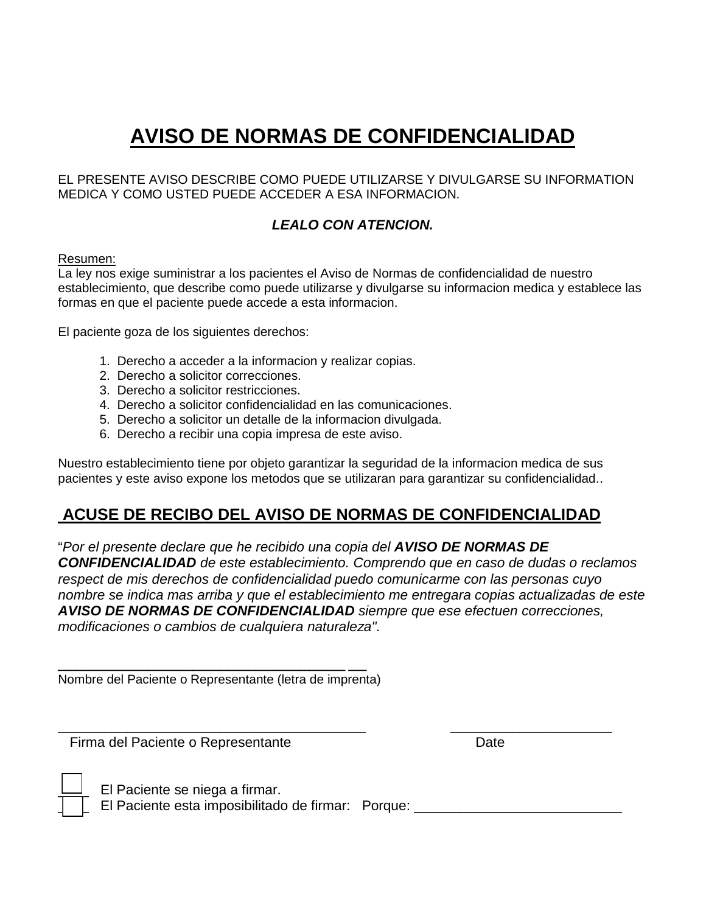# AVISO DE NORMAS DE CONFIDENCIALIDAD

EL PRESENTE AVISO DESCRIBE COMO PUEDE UTILIZARSE Y DIVULGARSE SU INFORMATION MEDICA Y COMO USTED PUEDE ACCEDER A ESA INFORMACION.

***LEALO CON ATENCION.***

Resumen:
La ley nos exige suministrar a los pacientes el Aviso de Normas de confidencialidad de nuestro establecimiento, que describe como puede utilizarse y divulgarse su informacion medica y establece las formas en que el paciente puede accede a esta informacion.

El paciente goza de los siguientes derechos:

1. Derecho a acceder a la informacion y realizar copias.
2. Derecho a solicitor correcciones.
3. Derecho a solicitor restricciones.
4. Derecho a solicitor confidencialidad en las comunicaciones.
5. Derecho a solicitor un detalle de la informacion divulgada.
6. Derecho a recibir una copia impresa de este aviso.

Nuestro establecimiento tiene por objeto garantizar la seguridad de la informacion medica de sus pacientes y este aviso expone los metodos que se utilizaran para garantizar su confidencialidad..

## ACUSE DE RECIBO DEL AVISO DE NORMAS DE CONFIDENCIALIDAD

"*Por el presente declare que he recibido una copia del **AVISO DE NORMAS DE CONFIDENCIALIDAD** de este establecimiento. Comprendo que en caso de dudas o reclamos respect de mis derechos de confidencialidad puedo comunicarme con las personas cuyo nombre se indica mas arriba y que el establecimiento me entregara copias actualizadas de este **AVISO DE NORMAS DE CONFIDENCIALIDAD** siempre que ese efectuen correcciones, modificaciones o cambios de cualquiera naturaleza".*

\_\_\_\_\_\_\_\_\_\_\_\_\_\_\_\_\_\_\_\_\_\_\_\_\_\_\_\_\_\_\_\_\_\_\_\_\_\_\_\_
Nombre del Paciente o Representante (letra de imprenta)

\_\_\_\_\_\_\_\_\_\_\_\_\_\_\_\_\_\_\_\_\_\_\_\_\_\_\_\_\_\_\_\_\_\_\_\_\_\_\_\_ \_\_\_\_\_\_\_\_\_\_\_\_\_\_\_\_\_\_\_\_\_\_\_\_
Firma del Paciente o Representante Date

☐ El Paciente se niega a firmar.
☐ El Paciente esta imposibilitado de firmar: Porque: \_\_\_\_\_\_\_\_\_\_\_\_\_\_\_\_\_\_\_\_\_\_\_\_\_\_\_\_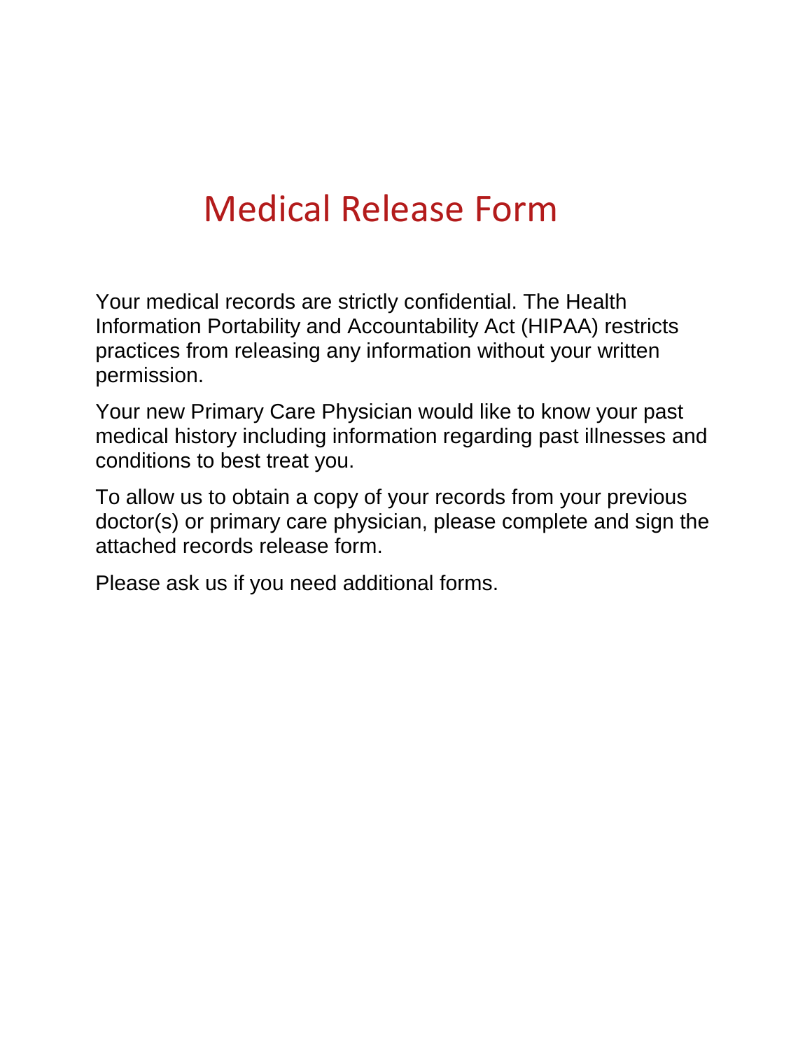# Medical Release Form

Your medical records are strictly confidential. The Health Information Portability and Accountability Act (HIPAA) restricts practices from releasing any information without your written permission.

Your new Primary Care Physician would like to know your past medical history including information regarding past illnesses and conditions to best treat you.

To allow us to obtain a copy of your records from your previous doctor(s) or primary care physician, please complete and sign the attached records release form.

Please ask us if you need additional forms.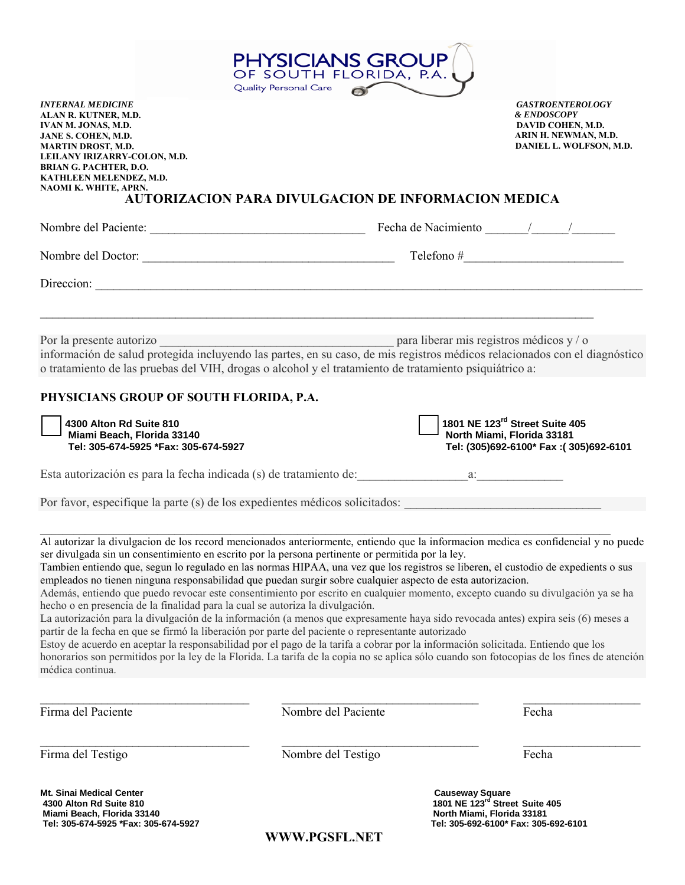PHYSICIANS GROUP OF SOUTH FLORIDA, P.A.
Quality Personal Care

***INTERNAL MEDICINE***
**ALAN R. KUTNER, M.D.**
**IVAN M. JONAS, M.D.**
**JANE S. COHEN, M.D.**
**MARTIN DROST, M.D.**
**LEILANY IRIZARRY-COLON, M.D.**
**BRIAN G. PACHTER, D.O.**
**KATHLEEN MELENDEZ, M.D.**
**NAOMI K. WHITE, APRN.**

***GASTROENTEROLOGY & ENDOSCOPY***
**DAVID COHEN, M.D.**
**ARIN H. NEWMAN, M.D.**
**DANIEL L. WOLFSON, M.D.**

# AUTORIZACION PARA DIVULGACION DE INFORMACION MEDICA

Nombre del Paciente: ___________________________________ Fecha de Nacimiento ______/_____/_______

Nombre del Doctor: _________________________________________ Telefono #_________________________

Direccion: ___________________________________________________________________________________

_____________________________________________________________________________________________

Por la presente autorizo ______________________________________ para liberar mis registros médicos y / o información de salud protegida incluyendo las partes, en su caso, de mis registros médicos relacionados con el diagnóstico o tratamiento de las pruebas del VIH, drogas o alcohol y el tratamiento de tratamiento psiquiátrico a:

**PHYSICIANS GROUP OF SOUTH FLORIDA, P.A.**

☐ **4300 Alton Rd Suite 810**
**Miami Beach, Florida 33140**
**Tel: 305-674-5925 *Fax: 305-674-5927**

☐ **1801 NE 123rd Street Suite 405**
**North Miami, Florida 33181**
**Tel: (305)692-6100* Fax :( 305)692-6101**

Esta autorización es para la fecha indicada (s) de tratamiento de:_________________ a:______________

Por favor, especifique la parte (s) de los expedientes médicos solicitados: _______________________________

_____________________________________________________________________________________________

Al autorizar la divulgacion de los record mencionados anteriormente, entiendo que la informacion medica es confidencial y no puede ser divulgada sin un consentimiento en escrito por la persona pertinente or permitida por la ley.
Tambien entiendo que, segun lo regulado en las normas HIPAA, una vez que los registros se liberen, el custodio de expedientes o sus empleados no tienen ninguna responsabilidad que puedan surgir sobre cualquier aspecto de esta autorizacion.
Además, entiendo que puedo revocar este consentimiento por escrito en cualquier momento, excepto cuando su divulgación ya se ha hecho o en presencia de la finalidad para la cual se autoriza la divulgación.
La autorización para la divulgación de la información (a menos que expresamente haya sido revocada antes) expira seis (6) meses a partir de la fecha en que se firmó la liberación por parte del paciente o representante autorizado
Estoy de acuerdo en aceptar la responsabilidad por el pago de la tarifa a cobrar por la información solicitada. Entiendo que los honorarios son permitidos por la ley de la Florida. La tarifa de la copia no se aplica sólo cuando son fotocopias de los fines de atención médica continua.

| | | |
|---|---|---|
| ___________________________ | ___________________________ | ________________ |
| Firma del Paciente | Nombre del Paciente | Fecha |
| ___________________________ | ___________________________ | ________________ |
| Firma del Testigo | Nombre del Testigo | Fecha |

**Mt. Sinai Medical Center**
**4300 Alton Rd Suite 810**
**Miami Beach, Florida 33140**
**Tel: 305-674-5925 *Fax: 305-674-5927**

**Causeway Square**
**1801 NE 123rd Street Suite 405**
**North Miami, Florida 33181**
**Tel: 305-692-6100* Fax: 305-692-6101**

**WWW.PGSFL.NET**